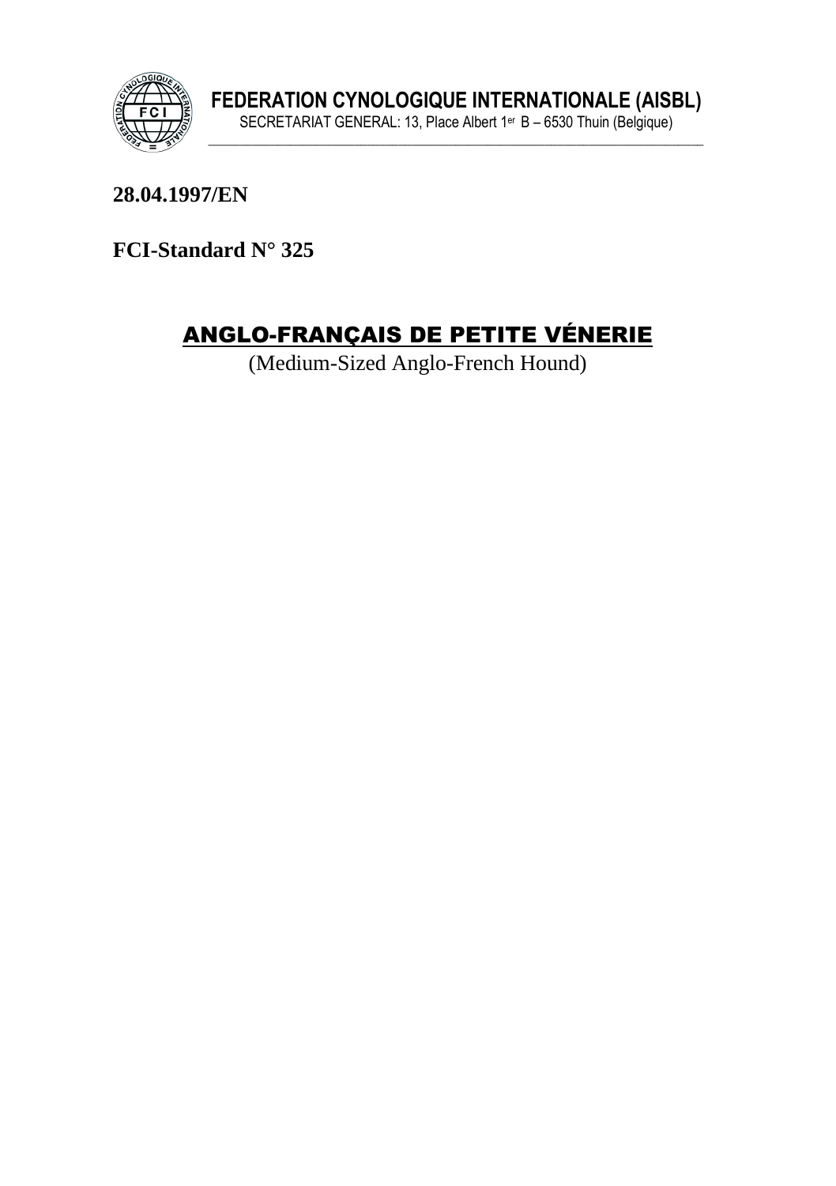**FEDERATION CYNOLOGIQUE INTERNATIONALE (AISBL)**

SECRETARIAT GENERAL: 13, Place Albert 1er B – 6530 Thuin (Belgique)

**28.04.1997/EN**

**FCI-Standard N° 325**

# ANGLO-FRANÇAIS DE PETITE VÉNERIE

(Medium-Sized Anglo-French Hound)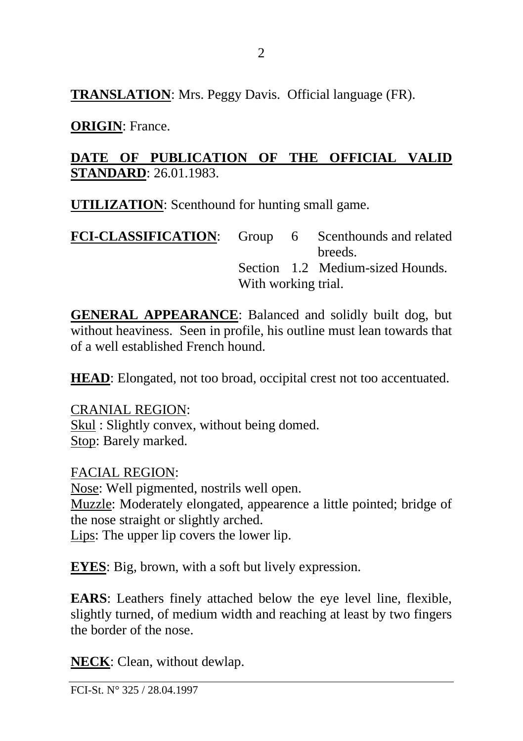**TRANSLATION**: Mrs. Peggy Davis. Official language (FR).

**ORIGIN**: France.

**DATE OF PUBLICATION OF THE OFFICIAL VALID STANDARD**: 26.01.1983.

**UTILIZATION**: Scenthound for hunting small game.

**FCI-CLASSIFICATION**: Group 6 Scenthounds and related breeds.
Section 1.2 Medium-sized Hounds.
With working trial.

**GENERAL APPEARANCE**: Balanced and solidly built dog, but without heaviness. Seen in profile, his outline must lean towards that of a well established French hound.

**HEAD**: Elongated, not too broad, occipital crest not too accentuated.

CRANIAL REGION:
Skul : Slightly convex, without being domed.
Stop: Barely marked.

FACIAL REGION:
Nose: Well pigmented, nostrils well open.
Muzzle: Moderately elongated, appearence a little pointed; bridge of the nose straight or slightly arched.
Lips: The upper lip covers the lower lip.

**EYES**: Big, brown, with a soft but lively expression.

**EARS**: Leathers finely attached below the eye level line, flexible, slightly turned, of medium width and reaching at least by two fingers the border of the nose.

**NECK**: Clean, without dewlap.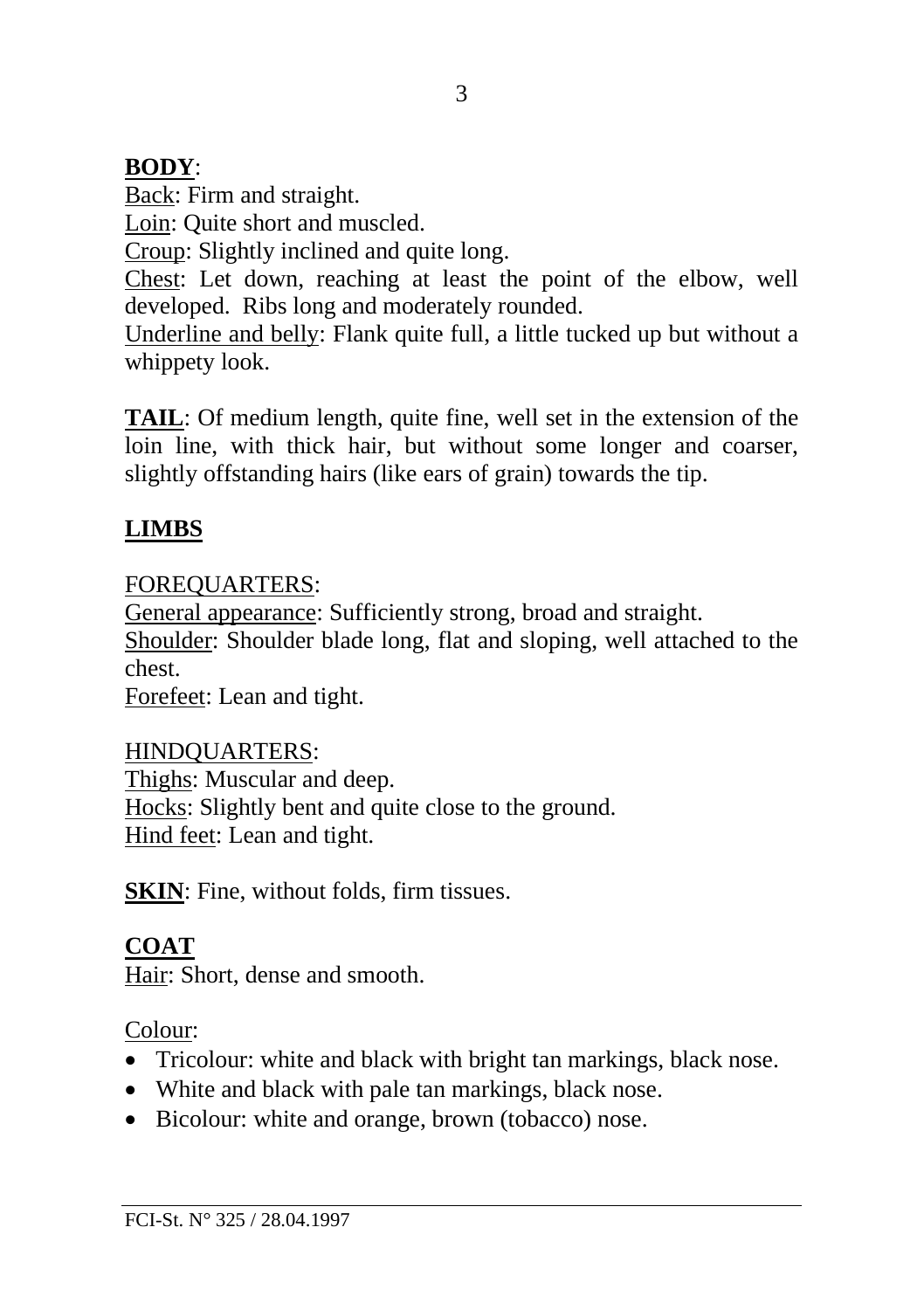**BODY**:

Back: Firm and straight.

Loin: Quite short and muscled.

Croup: Slightly inclined and quite long.

Chest: Let down, reaching at least the point of the elbow, well developed. Ribs long and moderately rounded.

Underline and belly: Flank quite full, a little tucked up but without a whippety look.

**TAIL**: Of medium length, quite fine, well set in the extension of the loin line, with thick hair, but without some longer and coarser, slightly offstanding hairs (like ears of grain) towards the tip.

**LIMBS**

FOREQUARTERS:

General appearance: Sufficiently strong, broad and straight.

Shoulder: Shoulder blade long, flat and sloping, well attached to the chest.

Forefeet: Lean and tight.

HINDQUARTERS:

Thighs: Muscular and deep.

Hocks: Slightly bent and quite close to the ground.

Hind feet: Lean and tight.

**SKIN**: Fine, without folds, firm tissues.

**COAT**

Hair: Short, dense and smooth.

Colour:

- Tricolour: white and black with bright tan markings, black nose.
- White and black with pale tan markings, black nose.
- Bicolour: white and orange, brown (tobacco) nose.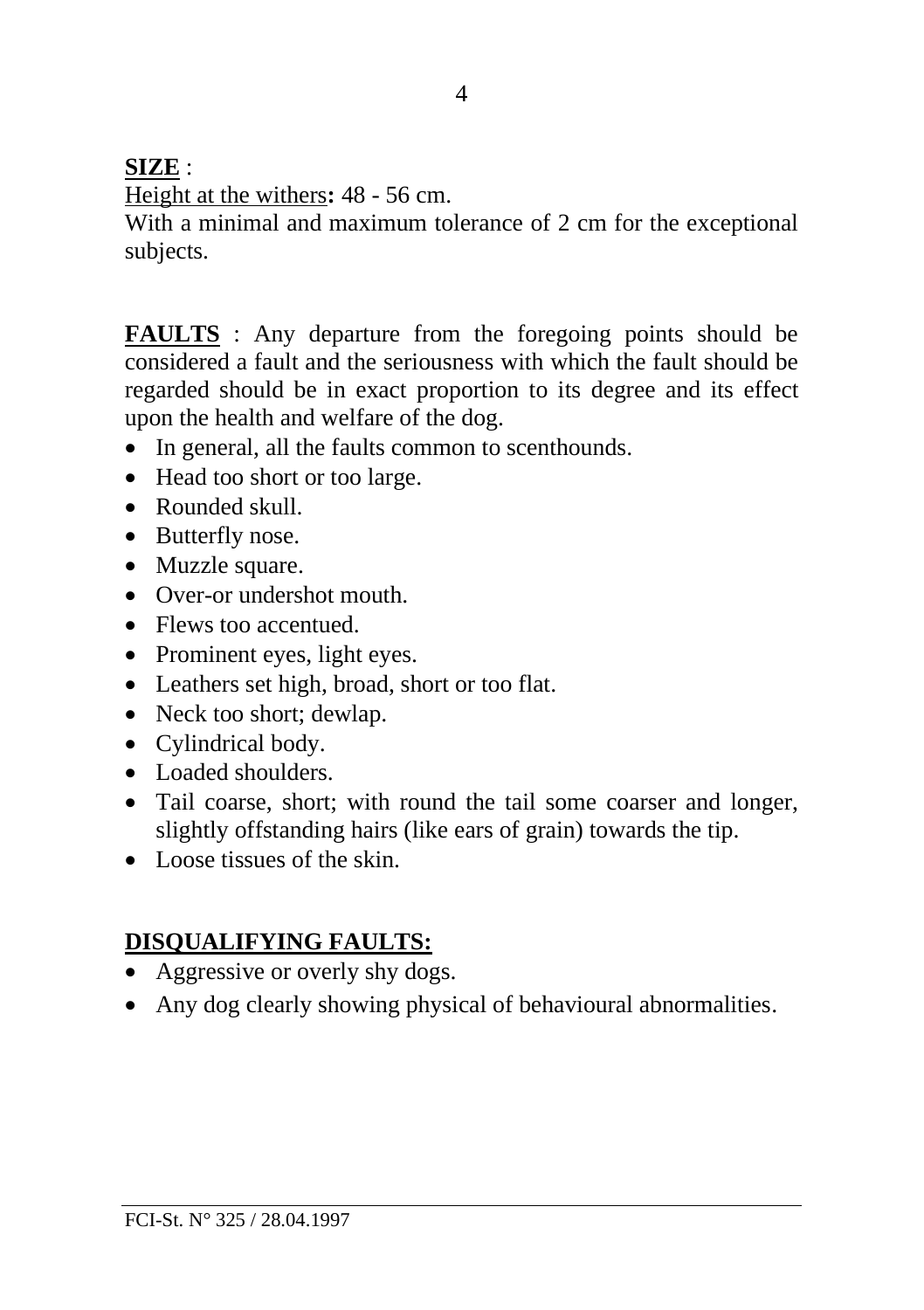**SIZE** :

Height at the withers**:** 48 - 56 cm.

With a minimal and maximum tolerance of 2 cm for the exceptional subjects.

**FAULTS** : Any departure from the foregoing points should be considered a fault and the seriousness with which the fault should be regarded should be in exact proportion to its degree and its effect upon the health and welfare of the dog.

- In general, all the faults common to scenthounds.
- Head too short or too large.
- Rounded skull.
- Butterfly nose.
- Muzzle square.
- Over-or undershot mouth.
- Flews too accentued.
- Prominent eyes, light eyes.
- Leathers set high, broad, short or too flat.
- Neck too short; dewlap.
- Cylindrical body.
- Loaded shoulders.
- Tail coarse, short; with round the tail some coarser and longer, slightly offstanding hairs (like ears of grain) towards the tip.
- Loose tissues of the skin.

**DISQUALIFYING FAULTS:**

- Aggressive or overly shy dogs.
- Any dog clearly showing physical of behavioural abnormalities.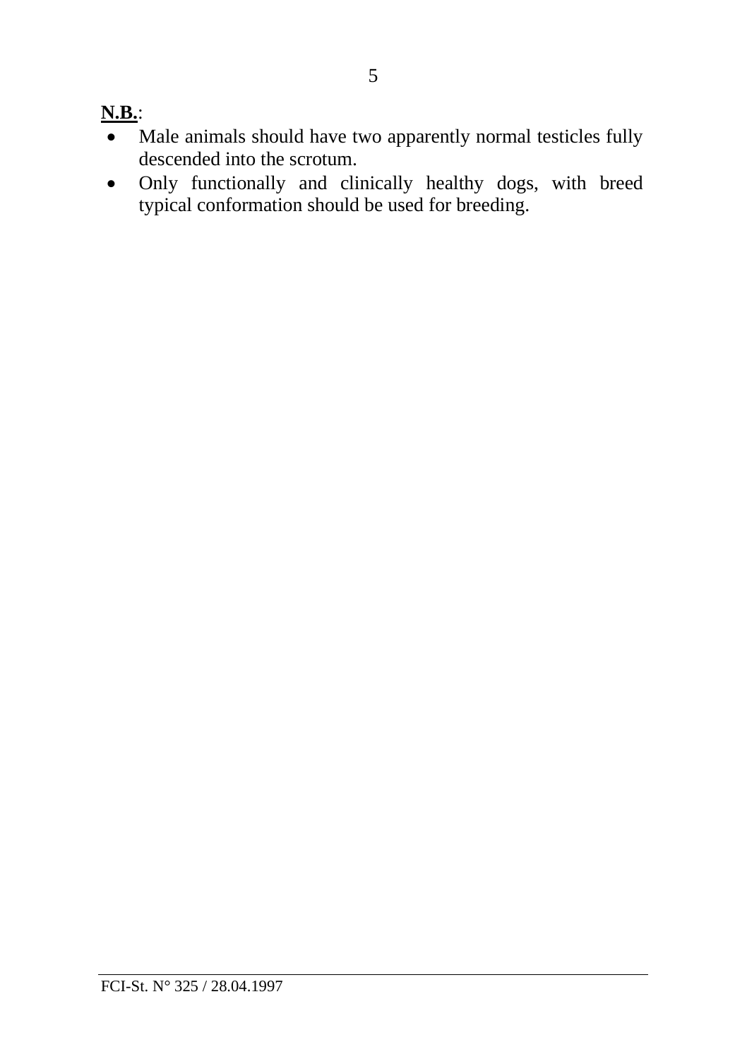**N.B.**:

- Male animals should have two apparently normal testicles fully descended into the scrotum.
- Only functionally and clinically healthy dogs, with breed typical conformation should be used for breeding.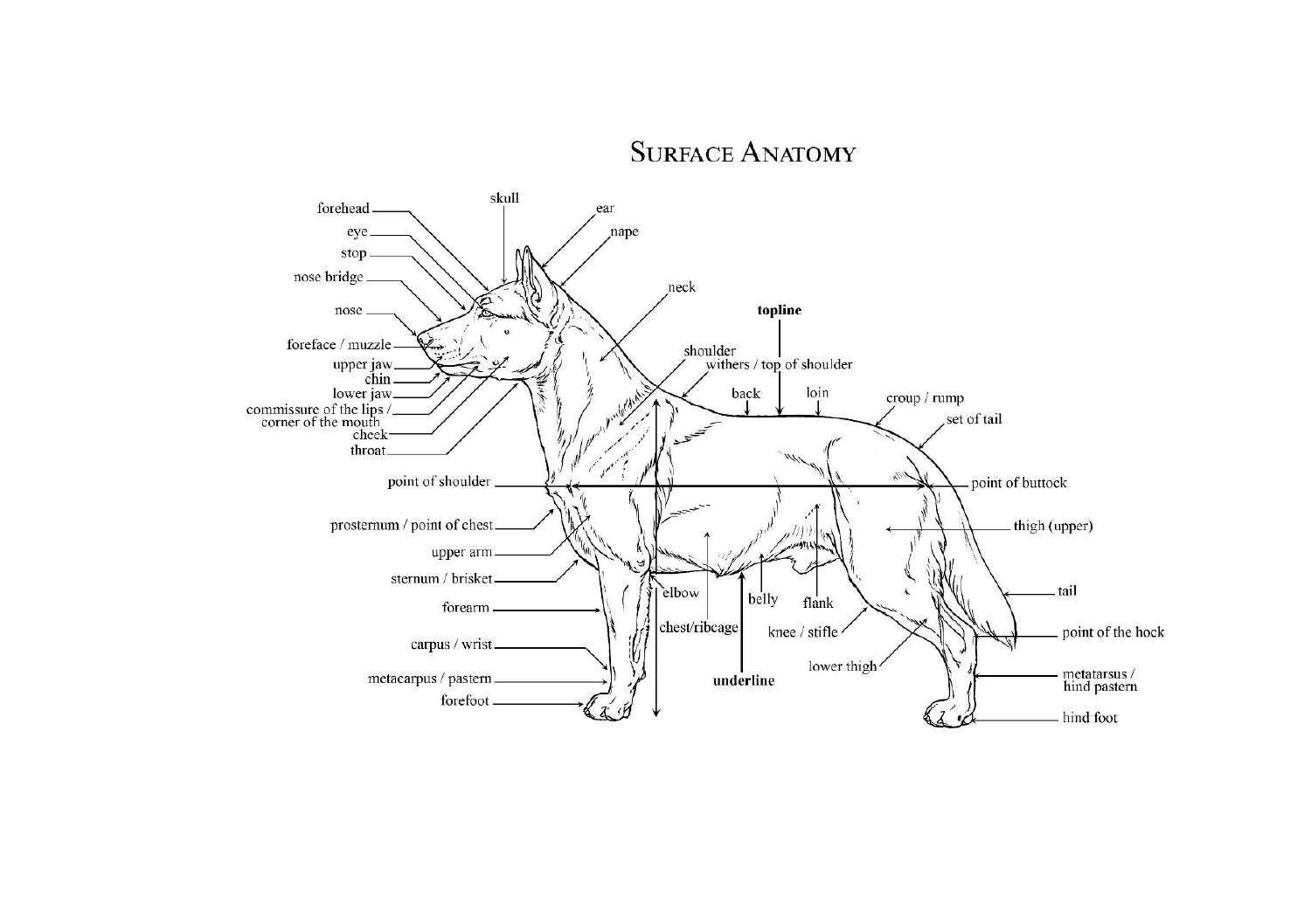# Surface Anatomy

skull
forehead
eye
stop
nose bridge
nose
foreface / muzzle
upper jaw
chin
lower jaw
commissure of the lips / corner of the mouth
cheek
throat
ear
nape
neck
shoulder
withers / top of shoulder
topline
back
loin
croup / rump
set of tail
point of shoulder
point of buttock
prosternum / point of chest
thigh (upper)
upper arm
sternum / brisket
elbow
belly
flank
tail
forearm
chest/ribcage
knee / stifle
point of the hock
carpus / wrist
lower thigh
metacarpus / pastern
underline
metatarsus / hind pastern
forefoot
hind foot